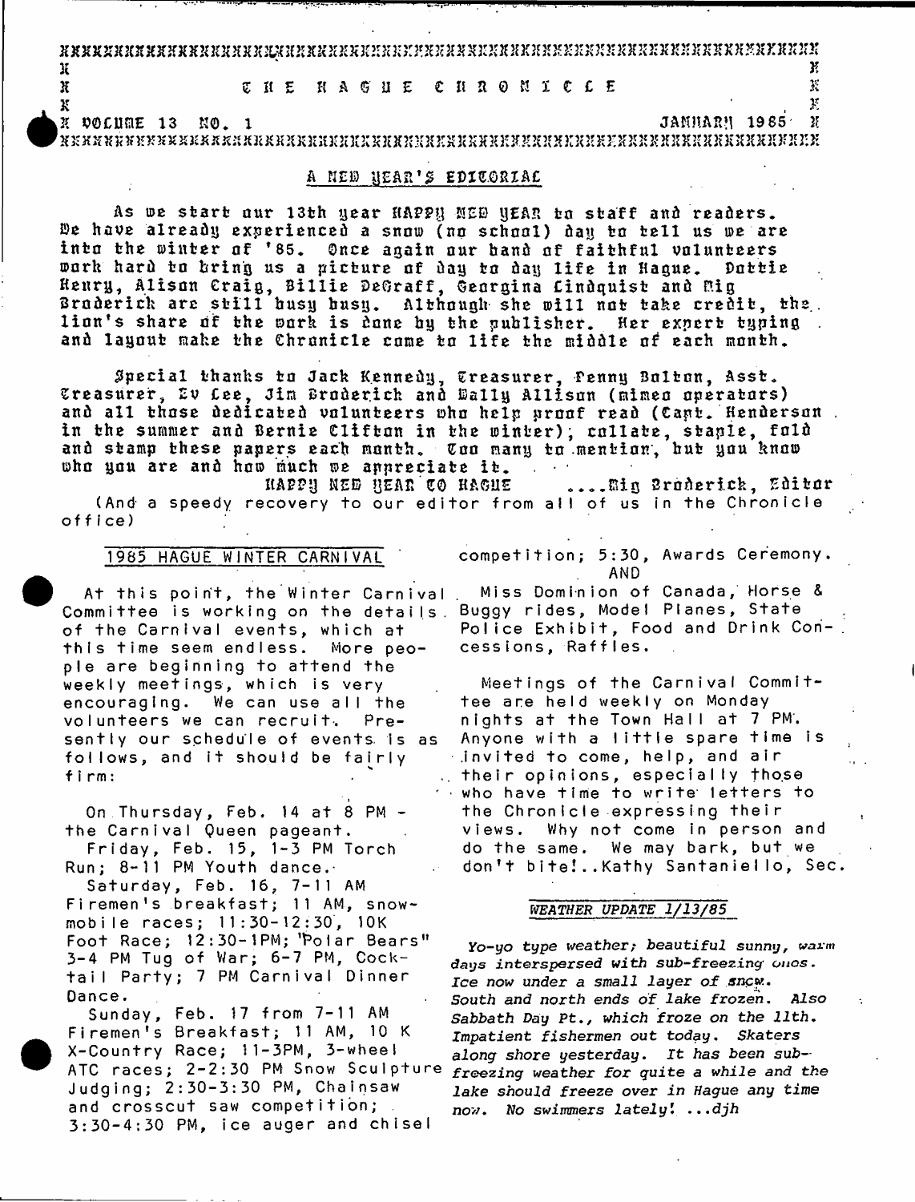# THE HAGUE CHRONICLE

VOLUME 13 NO. 1 JANUARY 1985

## A NEW YEAR'S EDITORIAL

As we start our 13th year HAPPY NEW YEAR to staff and readers. We have already experienced a snow (no school) day to tell us we are into the winter of '85. Once again our band of faithful volunteers work hard to bring us a picture of day to day life in Hague. Dottie Henry, Alison Craig, Billie DeGraff, Georgina Lindquist and Mig Broderick are still busy busy. Although she will not take credit, the lion's share of the work is done by the publisher. Her expert typing and layout make the Chronicle come to life the middle of each month.

Special thanks to Jack Kennedy, Treasurer, Penny Bolton, Asst. Treasurer, Ev Lee, Jim Broderick and Wally Allison (mimeo operators) and all those dedicated volunteers who help proof read (Capt. Henderson in the summer and Bernie Clifton in the winter), collate, staple, fold and stamp these papers each month. Too many to mention, but you know who you are and how much we appreciate it.

HAPPY NEW YEAR TO HAGUE ....Mig Broderick, Editor

(And a speedy recovery to our editor from all of us in the Chronicle office)

## 1985 HAGUE WINTER CARNIVAL

At this point, the Winter Carnival Committee is working on the details of the Carnival events, which at this time seem endless. More people are beginning to attend the weekly meetings, which is very encouraging. We can use all the volunteers we can recruit. Presently our schedule of events is as follows, and it should be fairly firm:

On Thursday, Feb. 14 at 8 PM - the Carnival Queen pageant.

Friday, Feb. 15, 1-3 PM Torch Run; 8-11 PM Youth dance.

Saturday, Feb. 16, 7-11 AM Firemen's breakfast; 11 AM, snowmobile races; 11:30-12:30, 10K Foot Race; 12:30-1PM; "Polar Bears" 3-4 PM Tug of War; 6-7 PM, Cocktail Party; 7 PM Carnival Dinner Dance.

Sunday, Feb. 17 from 7-11 AM Firemen's Breakfast; 11 AM, 10 K X-Country Race; 11-3PM, 3-wheel ATC races; 2-2:30 PM Snow Sculpture Judging; 2:30-3:30 PM, Chainsaw and crosscut saw competition; 3:30-4:30 PM, ice auger and chisel competition; 5:30, Awards Ceremony.

AND

Miss Dominion of Canada, Horse & Buggy rides, Model Planes, State Police Exhibit, Food and Drink Concessions, Raffles.

Meetings of the Carnival Committee are held weekly on Monday nights at the Town Hall at 7 PM. Anyone with a little spare time is invited to come, help, and air their opinions, especially those who have time to write letters to the Chronicle expressing their views. Why not come in person and do the same. We may bark, but we don't bite!..Kathy Santaniello, Sec.

## *WEATHER UPDATE 1/13/85*

*Yo-yo type weather; beautiful sunny, warm days interspersed with sub-freezing ones. Ice now under a small layer of snow. South and north ends of lake frozen. Also Sabbath Day Pt., which froze on the 11th. Impatient fishermen out today. Skaters along shore yesterday. It has been sub-freezing weather for quite a while and the lake should freeze over in Hague any time now. No swimmers lately! ...djh*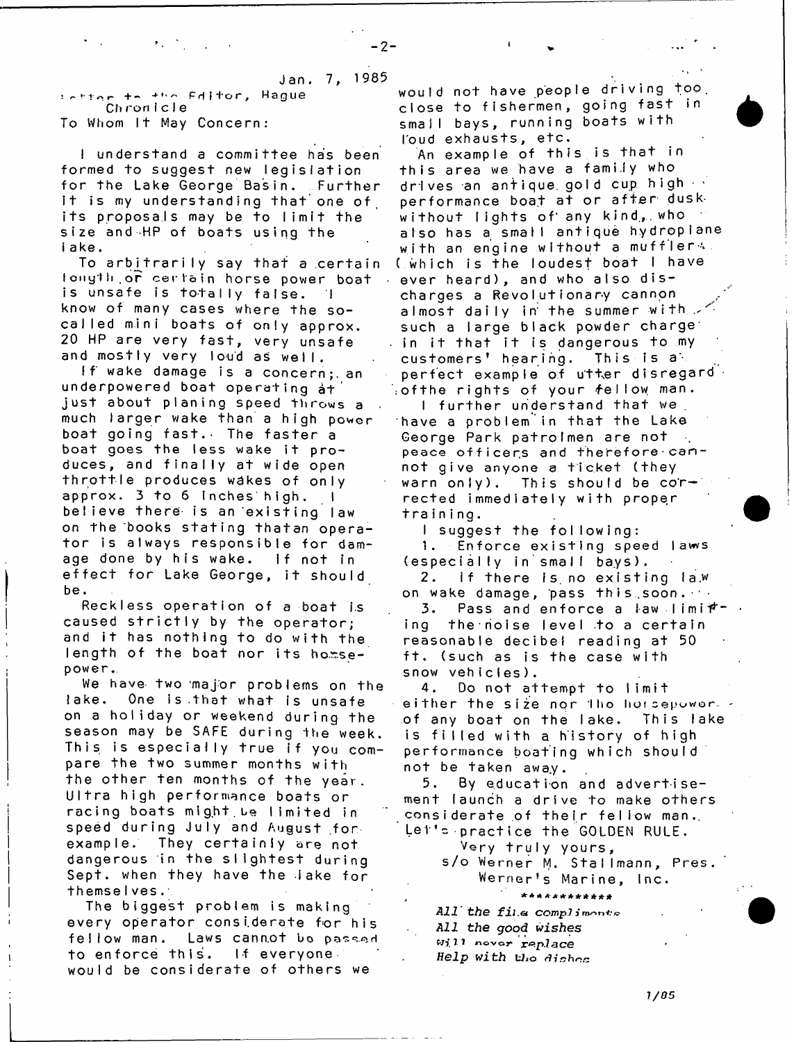Jan. 7, 1985

Letter to the Editor, Hague Chronicle

To Whom It May Concern:

I understand a committee has been formed to suggest new legislation for the Lake George Basin. Further it is my understanding that one of its proposals may be to limit the size and HP of boats using the lake.

To arbitrarily say that a certain length or certain horse power boat is unsafe is totally false. I know of many cases where the so-called mini boats of only approx. 20 HP are very fast, very unsafe and mostly very loud as well.

If wake damage is a concern, an underpowered boat operating at just about planing speed throws a much larger wake than a high power boat going fast. The faster a boat goes the less wake it produces, and finally at wide open throttle produces wakes of only approx. 3 to 6 inches high. I believe there is an existing law on the books stating thatan operator is always responsible for damage done by his wake. If not in effect for Lake George, it should be.

Reckless operation of a boat is caused strictly by the operator; and it has nothing to do with the length of the boat nor its horsepower.

We have two major problems on the lake. One is that what is unsafe on a holiday or weekend during the season may be SAFE during the week. This is especially true if you compare the two summer months with the other ten months of the year. Ultra high performance boats or racing boats might be limited in speed during July and August for example. They certainly are not dangerous in the slightest during Sept. when they have the lake for themselves.

The biggest problem is making every operator considerate for his fellow man. Laws cannot be passed to enforce this. If everyone would be considerate of others we would not have people driving too close to fishermen, going fast in small bays, running boats with loud exhausts, etc.

An example of this is that in this area we have a family who drives an antique gold cup high performance boat at or after dusk without lights of any kind, who also has a small antique hydroplane with an engine without a muffler (which is the loudest boat I have ever heard), and who also discharges a Revolutionary cannon almost daily in the summer with such a large black powder charge in it that it is dangerous to my customers' hearing. This is a perfect example of utter disregard of the rights of your fellow man.

I further understand that we have a problem in that the Lake George Park patrolmen are not peace officers and therefore cannot give anyone a ticket (they warn only). This should be corrected immediately with proper training.

I suggest the following:

1. Enforce existing speed laws (especially in small bays).
2. If there is no existing law on wake damage, pass this soon.
3. Pass and enforce a law limiting the noise level to a certain reasonable decibel reading at 50 ft. (such as is the case with snow vehicles).
4. Do not attempt to limit either the size nor the horsepower of any boat on the lake. This lake is filled with a history of high performance boating which should not be taken away.
5. By education and advertisement launch a drive to make others considerate of their fellow man. Let's practice the GOLDEN RULE.

Very truly yours,
s/o Werner M. Stallmann, Pres.
Werner's Marine, Inc.

\*\*\*\*\*\*\*\*\*\*\*\*

*All the fine compliments*
*All the good wishes*
*Will never replace*
*Help with the dishes*

1/85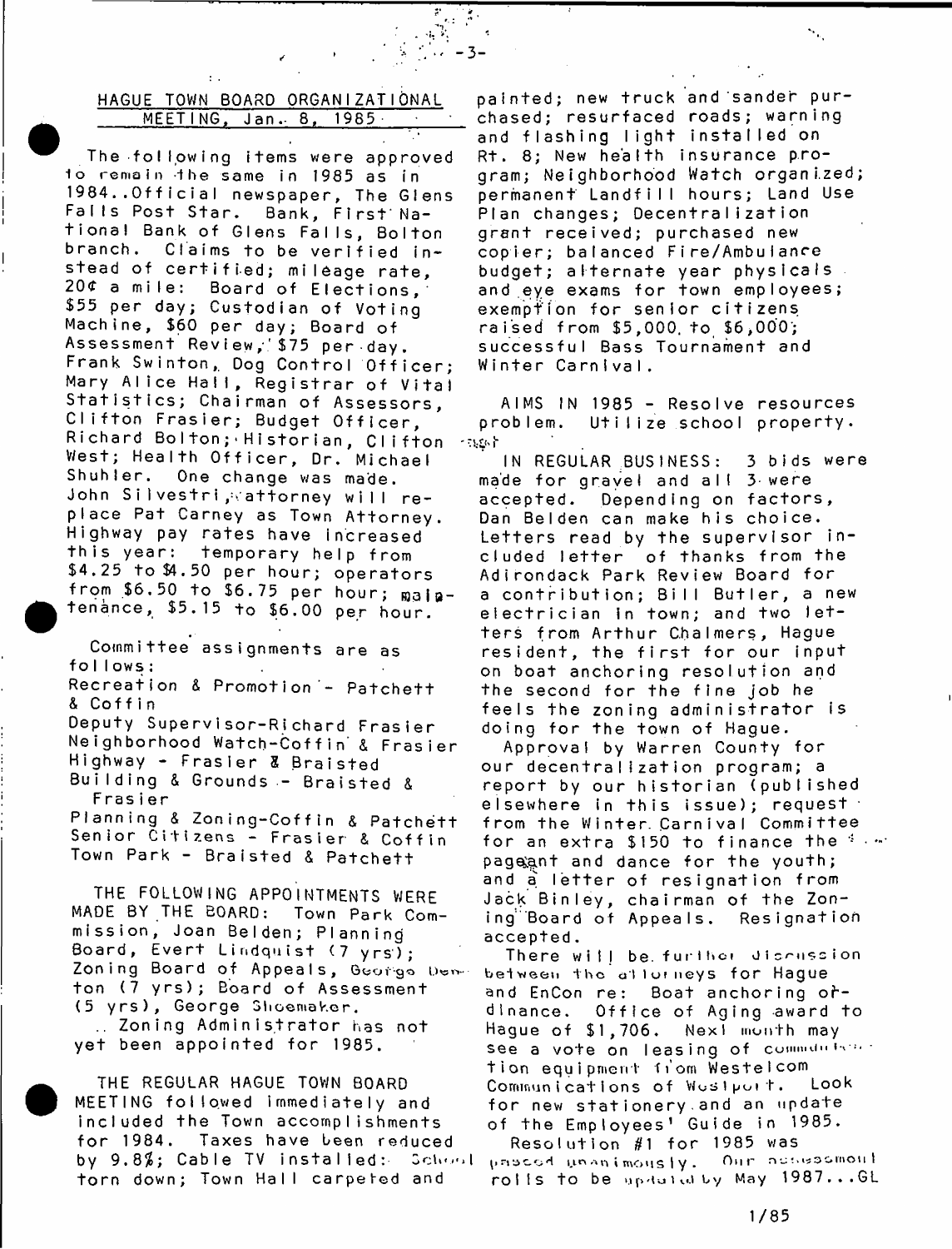## HAGUE TOWN BOARD ORGANIZATIONAL MEETING, Jan. 8, 1985

The following items were approved to remain the same in 1985 as in 1984..Official newspaper, The Glens Falls Post Star. Bank, First National Bank of Glens Falls, Bolton branch. Claims to be verified instead of certified; mileage rate, 20¢ a mile: Board of Elections, $55 per day; Custodian of Voting Machine, $60 per day; Board of Assessment Review, $75 per day. Frank Swinton, Dog Control Officer; Mary Alice Hall, Registrar of Vital Statistics; Chairman of Assessors, Clifton Frasier; Budget Officer, Richard Bolton; Historian, Clifton West; Health Officer, Dr. Michael Shuhler. One change was made. John Silvestri, attorney will replace Pat Carney as Town Attorney. Highway pay rates have increased this year: temporary help from $4.25 to $4.50 per hour; operators from $6.50 to $6.75 per hour; maintenance, $5.15 to $6.00 per hour.

Committee assignments are as follows:
Recreation & Promotion - Patchett & Coffin
Deputy Supervisor-Richard Frasier
Neighborhood Watch-Coffin & Frasier
Highway - Frasier & Braisted
Building & Grounds - Braisted & Frasier
Planning & Zoning-Coffin & Patchett
Senior Citizens - Frasier & Coffin
Town Park - Braisted & Patchett

THE FOLLOWING APPOINTMENTS WERE MADE BY THE BOARD: Town Park Commission, Joan Belden; Planning Board, Evert Lindquist (7 yrs); Zoning Board of Appeals, George Denton (7 yrs); Board of Assessment (5 yrs), George Shoemaker.
.. Zoning Administrator has not yet been appointed for 1985.

THE REGULAR HAGUE TOWN BOARD MEETING followed immediately and included the Town accomplishments for 1984. Taxes have been reduced by 9.8%; Cable TV installed: School torn down; Town Hall carpeted and painted; new truck and sander purchased; resurfaced roads; warning and flashing light installed on Rt. 8; New health insurance program; Neighborhood Watch organized; permanent Landfill hours; Land Use Plan changes; Decentralization grant received; purchased new copier; balanced Fire/Ambulance budget; alternate year physicals and eye exams for town employees; exemption for senior citizens raised from $5,000 to $6,000; successful Bass Tournament and Winter Carnival.

AIMS IN 1985 - Resolve resources problem. Utilize school property.

IN REGULAR BUSINESS: 3 bids were made for gravel and all 3 were accepted. Depending on factors, Dan Belden can make his choice. Letters read by the supervisor included letter of thanks from the Adirondack Park Review Board for a contribution; Bill Butler, a new electrician in town; and two letters from Arthur Chalmers, Hague resident, the first for our input on boat anchoring resolution and the second for the fine job he feels the zoning administrator is doing for the town of Hague.

Approval by Warren County for our decentralization program; a report by our historian (published elsewhere in this issue); request from the Winter Carnival Committee for an extra $150 to finance the pageant and dance for the youth; and a letter of resignation from Jack Binley, chairman of the Zoning Board of Appeals. Resignation accepted.

There will be further discussion between the attorneys for Hague and EnCon re: Boat anchoring ordinance. Office of Aging award to Hague of $1,706. Next month may see a vote on leasing of communication equipment from Westelcom Communications of Westport. Look for new stationery and an update of the Employees' Guide in 1985.

Resolution #1 for 1985 was passed unanimously. Our assessment rolls to be updated by May 1987...GL

1/85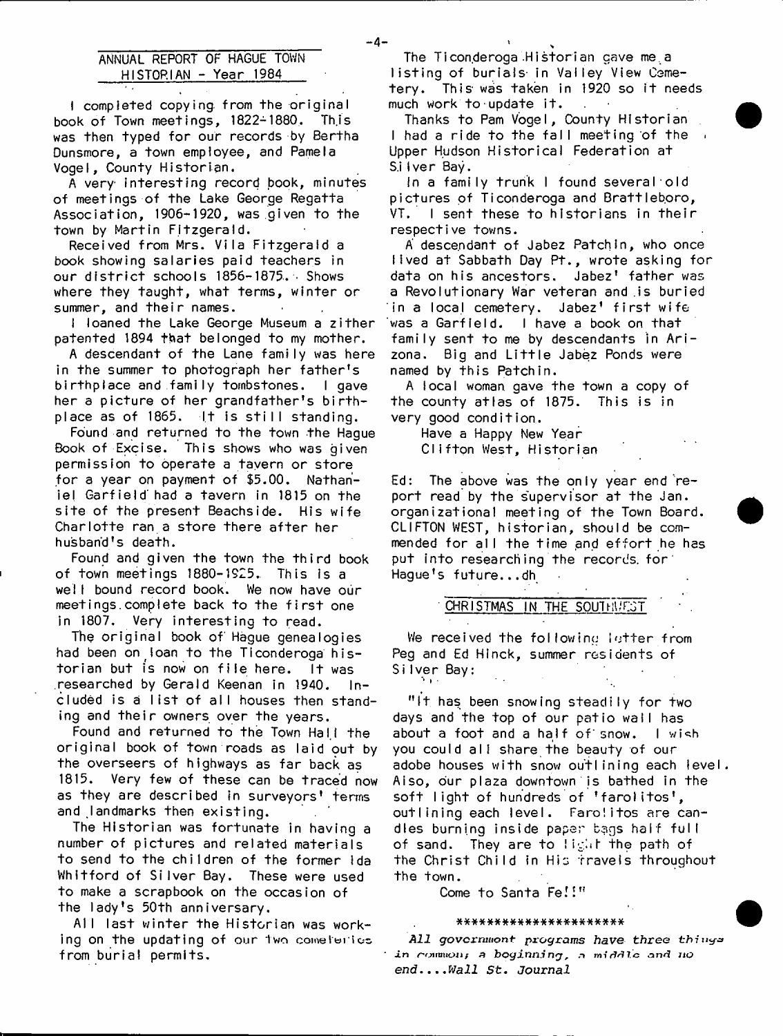## ANNUAL REPORT OF HAGUE TOWN HISTORIAN - Year 1984

I completed copying from the original book of Town meetings, 1822-1880. This was then typed for our records by Bertha Dunsmore, a town employee, and Pamela Vogel, County Historian.

A very interesting record book, minutes of meetings of the Lake George Regatta Association, 1906-1920, was given to the town by Martin Fitzgerald.

Received from Mrs. Vila Fitzgerald a book showing salaries paid teachers in our district schools 1856-1875. Shows where they taught, what terms, winter or summer, and their names.

I loaned the Lake George Museum a zither patented 1894 that belonged to my mother.

A descendant of the Lane family was here in the summer to photograph her father's birthplace and family tombstones. I gave her a picture of her grandfather's birthplace as of 1865. It is still standing.

Found and returned to the town the Hague Book of Excise. This shows who was given permission to operate a tavern or store for a year on payment of $5.00. Nathaniel Garfield had a tavern in 1815 on the site of the present Beachside. His wife Charlotte ran a store there after her husband's death.

Found and given the town the third book of town meetings 1880-1925. This is a well bound record book. We now have our meetings complete back to the first one in 1807. Very interesting to read.

The original book of Hague genealogies had been on loan to the Ticonderoga historian but is now on file here. It was researched by Gerald Keenan in 1940. Included is a list of all houses then standing and their owners over the years.

Found and returned to the Town Hall the original book of town roads as laid out by the overseers of highways as far back as 1815. Very few of these can be traced now as they are described in surveyors' terms and landmarks then existing.

The Historian was fortunate in having a number of pictures and related materials to send to the children of the former Ida Whitford of Silver Bay. These were used to make a scrapbook on the occasion of the lady's 50th anniversary.

All last winter the Historian was working on the updating of our two cemeteries from burial permits.

The Ticonderoga Historian gave me a listing of burials in Valley View Cemetery. This was taken in 1920 so it needs much work to update it.

Thanks to Pam Vogel, County Historian I had a ride to the fall meeting of the Upper Hudson Historical Federation at Silver Bay.

In a family trunk I found several old pictures of Ticonderoga and Brattleboro, VT. I sent these to historians in their respective towns.

A descendant of Jabez Patchin, who once lived at Sabbath Day Pt., wrote asking for data on his ancestors. Jabez' father was a Revolutionary War veteran and is buried in a local cemetery. Jabez' first wife was a Garfield. I have a book on that family sent to me by descendants in Arizona. Big and Little Jabez Ponds were named by this Patchin.

A local woman gave the town a copy of the county atlas of 1875. This is in very good condition.

Have a Happy New Year
Clifton West, Historian

Ed: The above was the only year end report read by the supervisor at the Jan. organizational meeting of the Town Board. CLIFTON WEST, historian, should be commended for all the time and effort he has put into researching the records for Hague's future...dh

## CHRISTMAS IN THE SOUTHWEST

We received the following letter from Peg and Ed Hinck, summer residents of Silver Bay:

"It has been snowing steadily for two days and the top of our patio wall has about a foot and a half of snow. I wish you could all share the beauty of our adobe houses with snow outlining each level. Also, our plaza downtown is bathed in the soft light of hundreds of 'farolitos', outlining each level. Farolitos are candles burning inside paper bags half full of sand. They are to light the path of the Christ Child in His travels throughout the town.

Come to Santa Fe!!"

*********************

*All government programs have three things in common; a beginning, a middle and no end....Wall St. Journal*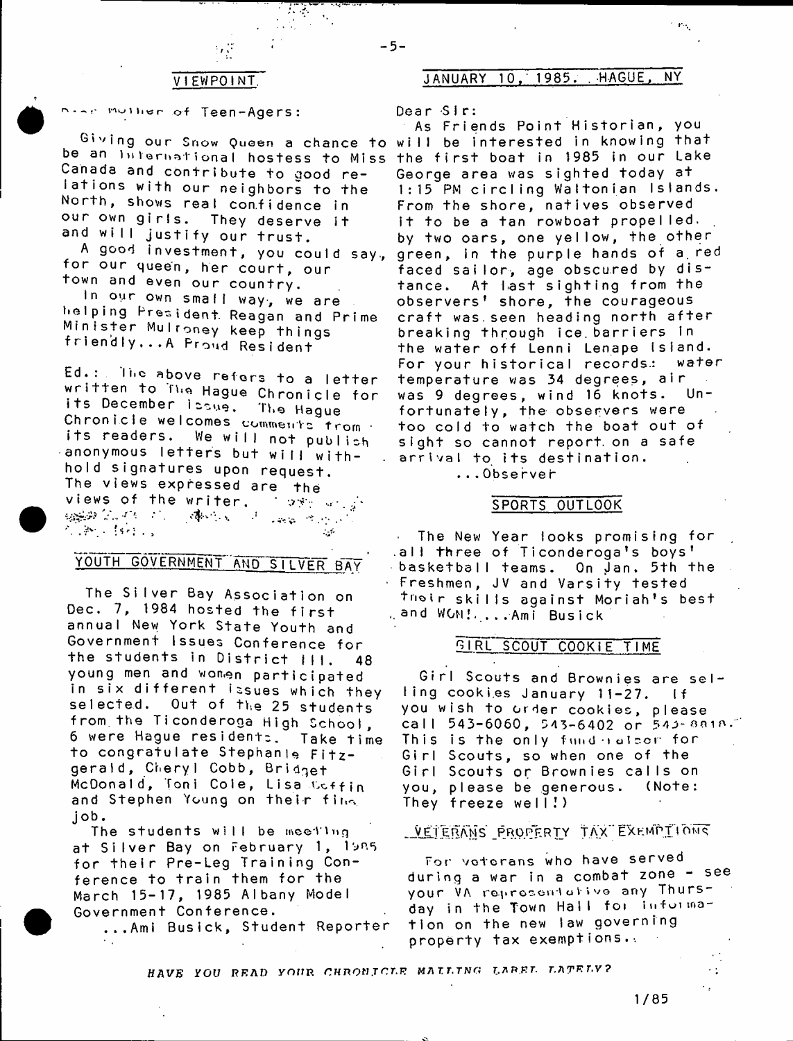## VIEWPOINT

Dear Mother of Teen-Agers:

Giving our Snow Queen a chance to be an International hostess to Miss Canada and contribute to good relations with our neighbors to the North, shows real confidence in our own girls. They deserve it and will justify our trust.

A good investment, you could say, for our queen, her court, our town and even our country.

In our own small way, we are helping President Reagan and Prime Minister Mulroney keep things friendly...A Proud Resident

Ed.: The above refers to a letter written to The Hague Chronicle for its December issue. The Hague Chronicle welcomes comments from its readers. We will not publish anonymous letters but will withhold signatures upon request. The views expressed are the views of the writer.

## YOUTH GOVERNMENT AND SILVER BAY

The Silver Bay Association on Dec. 7, 1984 hosted the first annual New York State Youth and Government Issues Conference for the students in District III. 48 young men and women participated in six different issues which they selected. Out of the 25 students from the Ticonderoga High School, 6 were Hague residents. Take time to congratulate Stephanie Fitzgerald, Cheryl Cobb, Bridget McDonald, Toni Cole, Lisa Coffin and Stephen Young on their fine job.

The students will be meeting at Silver Bay on February 1, 1985 for their Pre-Leg Training Conference to train them for the March 15-17, 1985 Albany Model Government Conference.

...Ami Busick, Student Reporter

## JANUARY 10, 1985. HAGUE, NY

Dear Sir:

As Friends Point Historian, you will be interested in knowing that the first boat in 1985 in our Lake George area was sighted today at 1:15 PM circling Waltonian Islands. From the shore, natives observed it to be a tan rowboat propelled by two oars, one yellow, the other green, in the purple hands of a red faced sailor, age obscured by distance. At last sighting from the observers' shore, the courageous craft was seen heading north after breaking through ice barriers in the water off Lenni Lenape Island. For your historical records: water temperature was 34 degrees, air was 9 degrees, wind 16 knots. Unfortunately, the observers were too cold to watch the boat out of sight so cannot report on a safe arrival to its destination.

...Observer

## SPORTS OUTLOOK

The New Year looks promising for all three of Ticonderoga's boys' basketball teams. On Jan. 5th the Freshmen, JV and Varsity tested their skills against Moriah's best and WON!....Ami Busick

## GIRL SCOUT COOKIE TIME

Girl Scouts and Brownies are selling cookies January 11-27. If you wish to order cookies, please call 543-6060, 543-6402 or 543-8818. This is the only fund raiser for Girl Scouts, so when one of the Girl Scouts or Brownies calls on you, please be generous. (Note: They freeze well!)

## VETERANS PROPERTY TAX EXEMPTIONS

For veterans who have served during a war in a combat zone - see your VA representative any Thursday in the Town Hall for information on the new law governing property tax exemptions.

*HAVE YOU READ YOUR CHRONICLE MAILING LABEL LATELY?*

1/85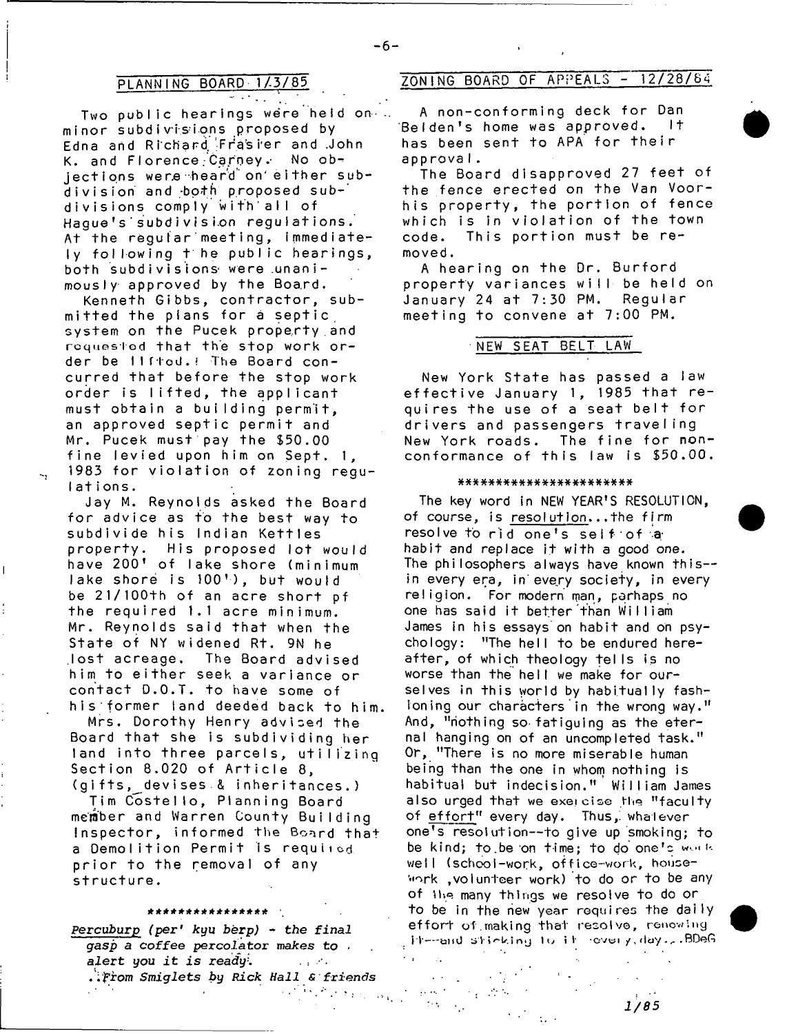## PLANNING BOARD 1/3/85

Two public hearings were held on minor subdivisions proposed by Edna and Richard Frasier and John K. and Florence Carney. No objections were heard on either subdivision and both proposed subdivisions comply with all of Hague's subdivision regulations. At the regular meeting, immediately following the public hearings, both subdivisions were unanimously approved by the Board.

Kenneth Gibbs, contractor, submitted the plans for a septic system on the Pucek property and requested that the stop work order be lifted. The Board concurred that before the stop work order is lifted, the applicant must obtain a building permit, an approved septic permit and Mr. Pucek must pay the $50.00 fine levied upon him on Sept. 1, 1983 for violation of zoning regulations.

Jay M. Reynolds asked the Board for advice as to the best way to subdivide his Indian Kettles property. His proposed lot would have 200' of lake shore (minimum lake shore is 100'), but would be 21/100th of an acre short of the required 1.1 acre minimum. Mr. Reynolds said that when the State of NY widened Rt. 9N he lost acreage. The Board advised him to either seek a variance or contact D.O.T. to have some of his former land deeded back to him.

Mrs. Dorothy Henry advised the Board that she is subdividing her land into three parcels, utilizing Section 8.020 of Article 8, (gifts, devises & inheritances.)

Tim Costello, Planning Board member and Warren County Building Inspector, informed the Board that a Demolition Permit is required prior to the removal of any structure.

\*\*\*\*\*\*\*\*\*\*\*\*\*\*\*\*

*Percuburp (per' kyu berp) - the final gasp a coffee percolator makes to alert you it is ready.*
*..From Smiglets by Rick Hall & friends*

## ZONING BOARD OF APPEALS - 12/28/84

A non-conforming deck for Dan Belden's home was approved. It has been sent to APA for their approval.

The Board disapproved 27 feet of the fence erected on the Van Voorhis property, the portion of fence which is in violation of the town code. This portion must be removed.

A hearing on the Dr. Burford property variances will be held on January 24 at 7:30 PM. Regular meeting to convene at 7:00 PM.

## NEW SEAT BELT LAW

New York State has passed a law effective January 1, 1985 that requires the use of a seat belt for drivers and passengers traveling New York roads. The fine for nonconformance of this law is $50.00.

\*\*\*\*\*\*\*\*\*\*\*\*\*\*\*\*\*\*\*\*\*\*\*

The key word in NEW YEAR'S RESOLUTION, of course, is resolution...the firm resolve to rid one's self of a habit and replace it with a good one. The philosophers always have known this--in every era, in every society, in every religion. For modern man, perhaps no one has said it better than William James in his essays on habit and on psychology: "The hell to be endured hereafter, of which theology tells is no worse than the hell we make for ourselves in this world by habitually fashioning our characters in the wrong way." And, "nothing so fatiguing as the eternal hanging on of an uncompleted task." Or, "There is no more miserable human being than the one in whom nothing is habitual but indecision." William James also urged that we exercise the "faculty of effort" every day. Thus, whatever one's resolution--to give up smoking; to be kind; to be on time; to do one's work well (school-work, office-work, housework ,volunteer work) to do or to be any of the many things we resolve to do or to be in the new year requires the daily effort of making that resolve, renewing it--and sticking to it every day...BDeG

1/85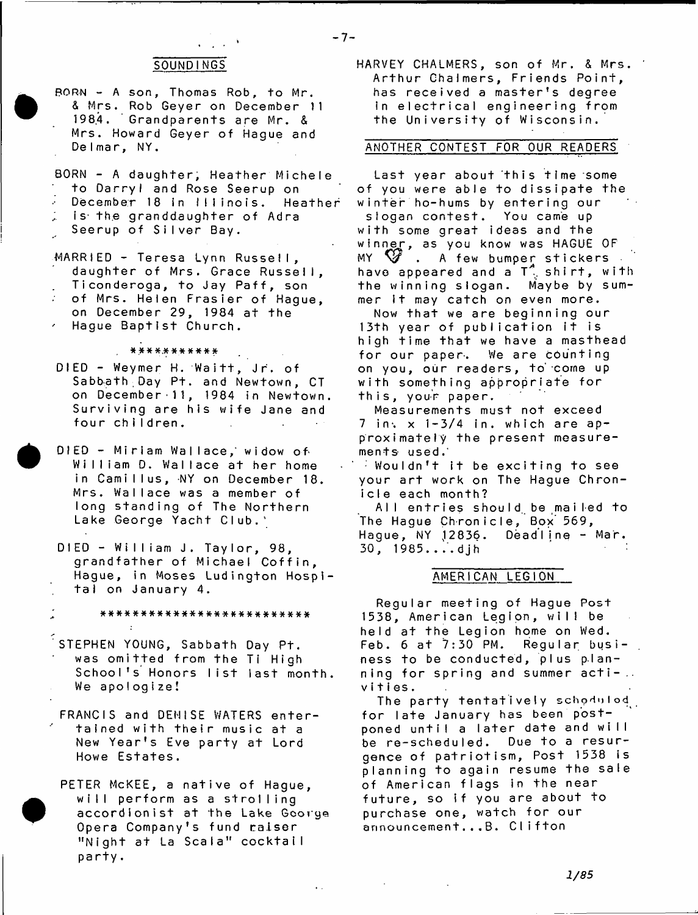## SOUNDINGS

BORN - A son, Thomas Rob, to Mr. & Mrs. Rob Geyer on December 11 1984. Grandparents are Mr. & Mrs. Howard Geyer of Hague and Delmar, NY.

BORN - A daughter, Heather Michele to Darryl and Rose Seerup on December 18 in Illinois. Heather is the granddaughter of Adra Seerup of Silver Bay.

MARRIED - Teresa Lynn Russell, daughter of Mrs. Grace Russell, Ticonderoga, to Jay Paff, son of Mrs. Helen Frasier of Hague, on December 29, 1984 at the Hague Baptist Church.

***********

DIED - Weymer H. Waitt, Jr. of Sabbath Day Pt. and Newtown, CT on December 11, 1984 in Newtown. Surviving are his wife Jane and four children.

DIED - Miriam Wallace, widow of William D. Wallace at her home in Camillus, NY on December 18. Mrs. Wallace was a member of long standing of The Northern Lake George Yacht Club.

DIED - William J. Taylor, 98, grandfather of Michael Coffin, Hague, in Moses Ludington Hospital on January 4.

**************************

STEPHEN YOUNG, Sabbath Day Pt. was omitted from the Ti High School's Honors list last month. We apologize!

FRANCIS and DENISE WATERS entertained with their music at a New Year's Eve party at Lord Howe Estates.

PETER McKEE, a native of Hague, will perform as a strolling accordionist at the Lake George Opera Company's fund raiser "Night at La Scala" cocktail party.

HARVEY CHALMERS, son of Mr. & Mrs. Arthur Chalmers, Friends Point, has received a master's degree in electrical engineering from the University of Wisconsin.

## ANOTHER CONTEST FOR OUR READERS

Last year about this time some of you were able to dissipate the winter ho-hums by entering our slogan contest. You came up with some great ideas and the winner, as you know was HAGUE OF MY ♡. A few bumper stickers have appeared and a T shirt, with the winning slogan. Maybe by summer it may catch on even more.

Now that we are beginning our 13th year of publication it is high time that we have a masthead for our paper. We are counting on you, our readers, to come up with something appropriate for this, your paper.

Measurements must not exceed 7 in. x 1-3/4 in. which are approximately the present measurements used.

Wouldn't it be exciting to see your art work on The Hague Chronicle each month?

All entries should be mailed to The Hague Chronicle, Box 569, Hague, NY 12836. Deadline - Mar. 30, 1985....djh

## AMERICAN LEGION

Regular meeting of Hague Post 1538, American Legion, will be held at the Legion home on Wed. Feb. 6 at 7:30 PM. Regular business to be conducted, plus planning for spring and summer activities.

The party tentatively scheduled for late January has been postponed until a later date and will be re-scheduled. Due to a resurgence of patriotism, Post 1538 is planning to again resume the sale of American flags in the near future, so if you are about to purchase one, watch for our announcement...B. Clifton

1/85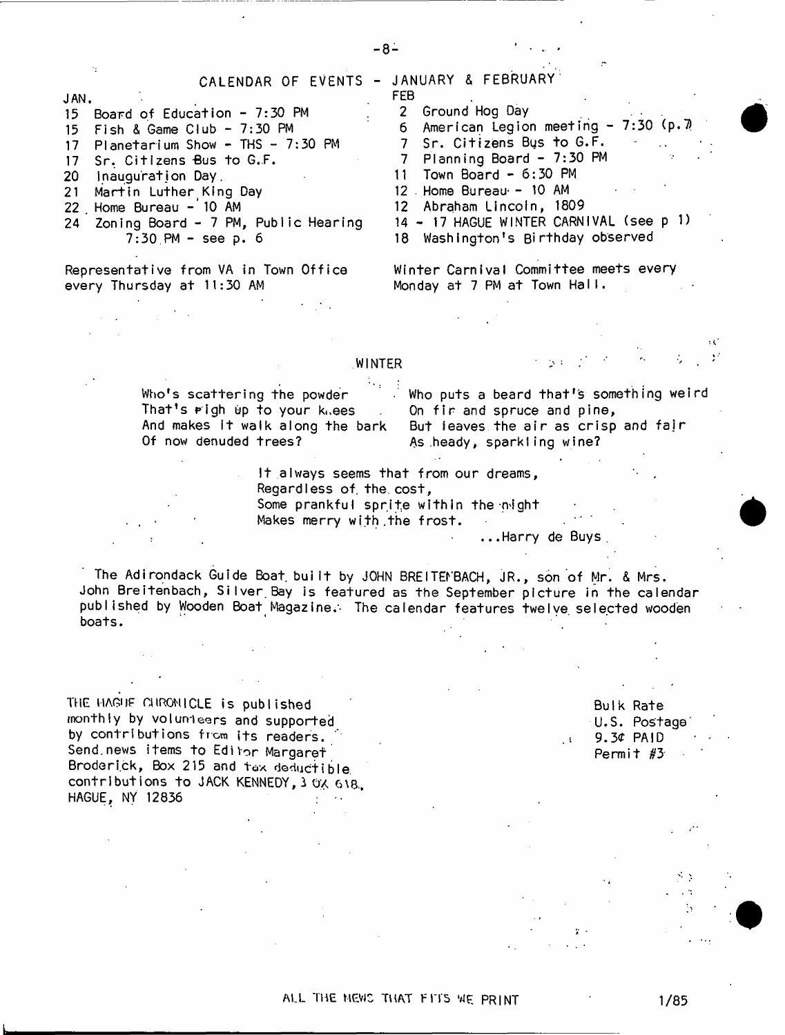## CALENDAR OF EVENTS - JANUARY & FEBRUARY

JAN.

15 Board of Education - 7:30 PM
15 Fish & Game Club - 7:30 PM
17 Planetarium Show - THS - 7:30 PM
17 Sr. Citizens Bus to G.F.
20 Inauguration Day.
21 Martin Luther King Day
22 Home Bureau - 10 AM
24 Zoning Board - 7 PM, Public Hearing 7:30 PM - see p. 6

Representative from VA in Town Office every Thursday at 11:30 AM

FEB

2 Ground Hog Day
6 American Legion meeting - 7:30 (p.7)
7 Sr. Citizens Bus to G.F.
7 Planning Board - 7:30 PM
11 Town Board - 6:30 PM
12 Home Bureau - 10 AM
12 Abraham Lincoln, 1809
14 - 17 HAGUE WINTER CARNIVAL (see p 1)
18 Washington's Birthday observed

Winter Carnival Committee meets every Monday at 7 PM at Town Hall.

### WINTER

Who's scattering the powder
That's high up to your knees
And makes it walk along the bark
Of now denuded trees?

Who puts a beard that's something weird
On fir and spruce and pine,
But leaves the air as crisp and fair
As heady, sparkling wine?

It always seems that from our dreams,
Regardless of the cost,
Some prankful sprite within the night
Makes merry with the frost.

...Harry de Buys

The Adirondack Guide Boat built by JOHN BREITENBACH, JR., son of Mr. & Mrs. John Breitenbach, Silver Bay is featured as the September picture in the calendar published by Wooden Boat Magazine. The calendar features twelve selected wooden boats.

THE HAGUE CHRONICLE is published monthly by volunteers and supported by contributions from its readers. Send news items to Editor Margaret Broderick, Box 215 and tax deductible contributions to JACK KENNEDY, BOX 618, HAGUE, NY 12836

Bulk Rate
U.S. Postage
9.3¢ PAID
Permit #3

ALL THE NEWS THAT FITS WE PRINT

1/85